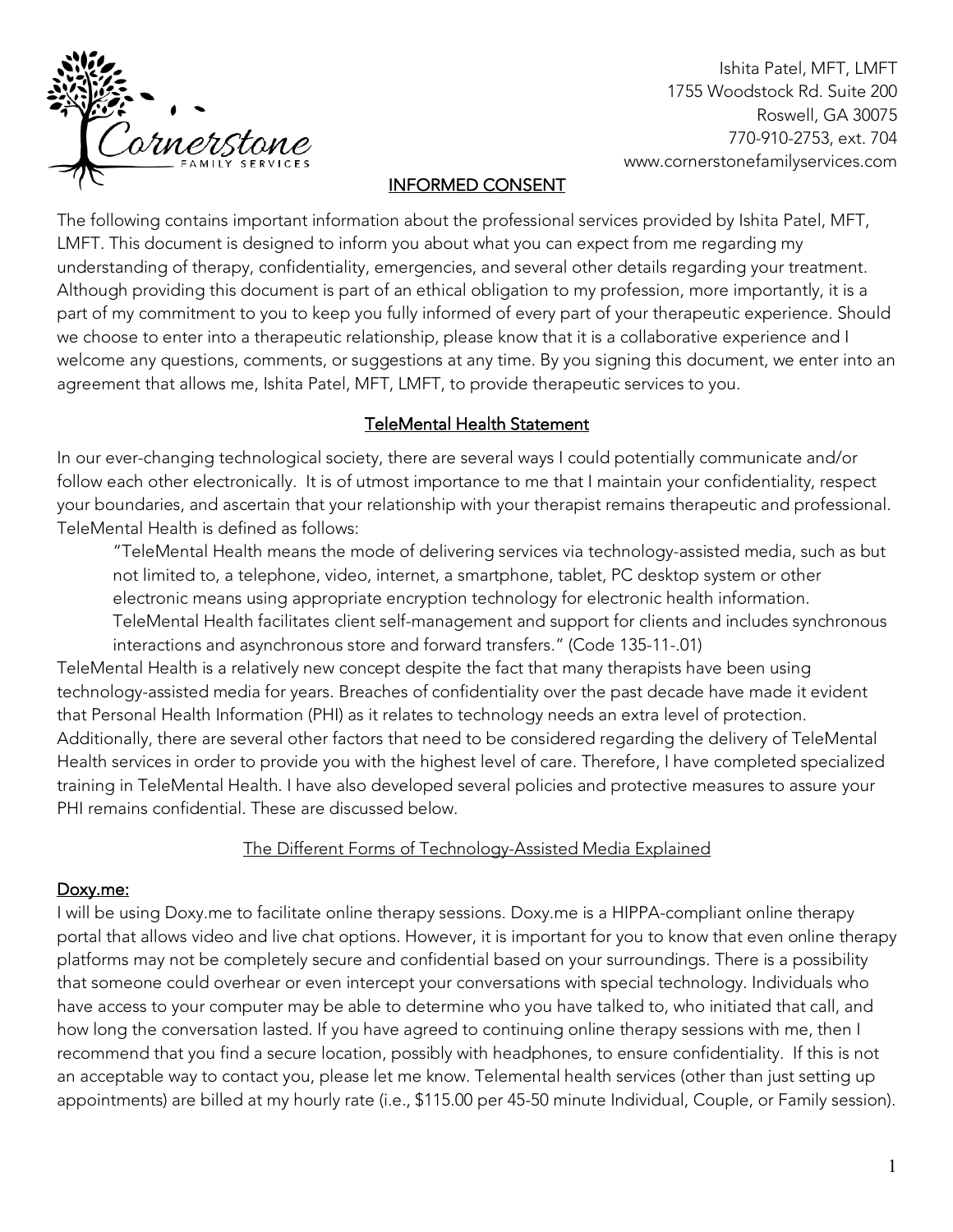Ishita Patel, MFT, LMFT
1755 Woodstock Rd. Suite 200
Roswell, GA 30075
770-910-2753, ext. 704
www.cornerstonefamilyservices.com

# INFORMED CONSENT

The following contains important information about the professional services provided by Ishita Patel, MFT, LMFT. This document is designed to inform you about what you can expect from me regarding my understanding of therapy, confidentiality, emergencies, and several other details regarding your treatment. Although providing this document is part of an ethical obligation to my profession, more importantly, it is a part of my commitment to you to keep you fully informed of every part of your therapeutic experience. Should we choose to enter into a therapeutic relationship, please know that it is a collaborative experience and I welcome any questions, comments, or suggestions at any time. By you signing this document, we enter into an agreement that allows me, Ishita Patel, MFT, LMFT, to provide therapeutic services to you.

## TeleMental Health Statement

In our ever-changing technological society, there are several ways I could potentially communicate and/or follow each other electronically. It is of utmost importance to me that I maintain your confidentiality, respect your boundaries, and ascertain that your relationship with your therapist remains therapeutic and professional. TeleMental Health is defined as follows:

> "TeleMental Health means the mode of delivering services via technology-assisted media, such as but not limited to, a telephone, video, internet, a smartphone, tablet, PC desktop system or other electronic means using appropriate encryption technology for electronic health information. TeleMental Health facilitates client self-management and support for clients and includes synchronous interactions and asynchronous store and forward transfers." (Code 135-11-.01)

TeleMental Health is a relatively new concept despite the fact that many therapists have been using technology-assisted media for years. Breaches of confidentiality over the past decade have made it evident that Personal Health Information (PHI) as it relates to technology needs an extra level of protection. Additionally, there are several other factors that need to be considered regarding the delivery of TeleMental Health services in order to provide you with the highest level of care. Therefore, I have completed specialized training in TeleMental Health. I have also developed several policies and protective measures to assure your PHI remains confidential. These are discussed below.

### The Different Forms of Technology-Assisted Media Explained

#### Doxy.me:

I will be using Doxy.me to facilitate online therapy sessions. Doxy.me is a HIPPA-compliant online therapy portal that allows video and live chat options. However, it is important for you to know that even online therapy platforms may not be completely secure and confidential based on your surroundings. There is a possibility that someone could overhear or even intercept your conversations with special technology. Individuals who have access to your computer may be able to determine who you have talked to, who initiated that call, and how long the conversation lasted. If you have agreed to continuing online therapy sessions with me, then I recommend that you find a secure location, possibly with headphones, to ensure confidentiality. If this is not an acceptable way to contact you, please let me know. Telemental health services (other than just setting up appointments) are billed at my hourly rate (i.e., $115.00 per 45-50 minute Individual, Couple, or Family session).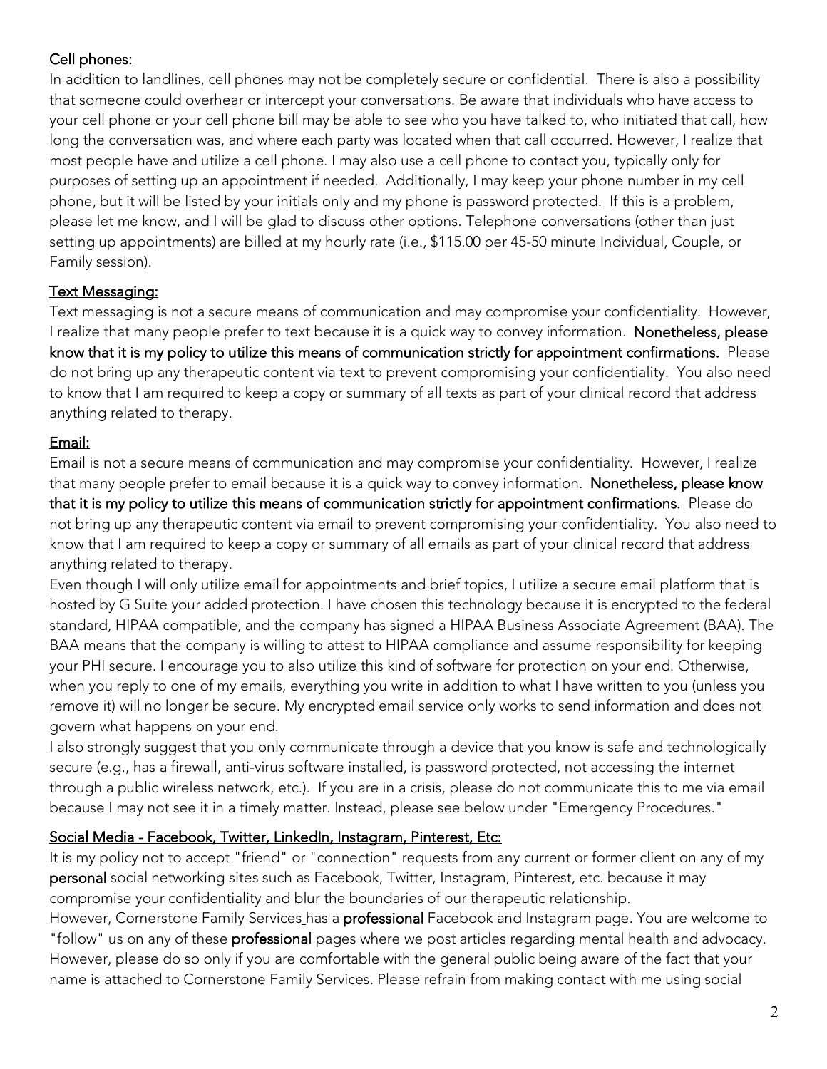**Cell phones:**

In addition to landlines, cell phones may not be completely secure or confidential. There is also a possibility that someone could overhear or intercept your conversations. Be aware that individuals who have access to your cell phone or your cell phone bill may be able to see who you have talked to, who initiated that call, how long the conversation was, and where each party was located when that call occurred. However, I realize that most people have and utilize a cell phone. I may also use a cell phone to contact you, typically only for purposes of setting up an appointment if needed. Additionally, I may keep your phone number in my cell phone, but it will be listed by your initials only and my phone is password protected. If this is a problem, please let me know, and I will be glad to discuss other options. Telephone conversations (other than just setting up appointments) are billed at my hourly rate (i.e., $115.00 per 45-50 minute Individual, Couple, or Family session).

**Text Messaging:**

Text messaging is not a secure means of communication and may compromise your confidentiality. However, I realize that many people prefer to text because it is a quick way to convey information. **Nonetheless, please know that it is my policy to utilize this means of communication strictly for appointment confirmations.** Please do not bring up any therapeutic content via text to prevent compromising your confidentiality. You also need to know that I am required to keep a copy or summary of all texts as part of your clinical record that address anything related to therapy.

**Email:**

Email is not a secure means of communication and may compromise your confidentiality. However, I realize that many people prefer to email because it is a quick way to convey information. **Nonetheless, please know that it is my policy to utilize this means of communication strictly for appointment confirmations.** Please do not bring up any therapeutic content via email to prevent compromising your confidentiality. You also need to know that I am required to keep a copy or summary of all emails as part of your clinical record that address anything related to therapy.

Even though I will only utilize email for appointments and brief topics, I utilize a secure email platform that is hosted by G Suite your added protection. I have chosen this technology because it is encrypted to the federal standard, HIPAA compatible, and the company has signed a HIPAA Business Associate Agreement (BAA). The BAA means that the company is willing to attest to HIPAA compliance and assume responsibility for keeping your PHI secure. I encourage you to also utilize this kind of software for protection on your end. Otherwise, when you reply to one of my emails, everything you write in addition to what I have written to you (unless you remove it) will no longer be secure. My encrypted email service only works to send information and does not govern what happens on your end.

I also strongly suggest that you only communicate through a device that you know is safe and technologically secure (e.g., has a firewall, anti-virus software installed, is password protected, not accessing the internet through a public wireless network, etc.). If you are in a crisis, please do not communicate this to me via email because I may not see it in a timely matter. Instead, please see below under "Emergency Procedures."

**Social Media - Facebook, Twitter, LinkedIn, Instagram, Pinterest, Etc:**

It is my policy not to accept "friend" or "connection" requests from any current or former client on any of my **personal** social networking sites such as Facebook, Twitter, Instagram, Pinterest, etc. because it may compromise your confidentiality and blur the boundaries of our therapeutic relationship.

However, Cornerstone Family Services has a **professional** Facebook and Instagram page. You are welcome to "follow" us on any of these **professional** pages where we post articles regarding mental health and advocacy. However, please do so only if you are comfortable with the general public being aware of the fact that your name is attached to Cornerstone Family Services. Please refrain from making contact with me using social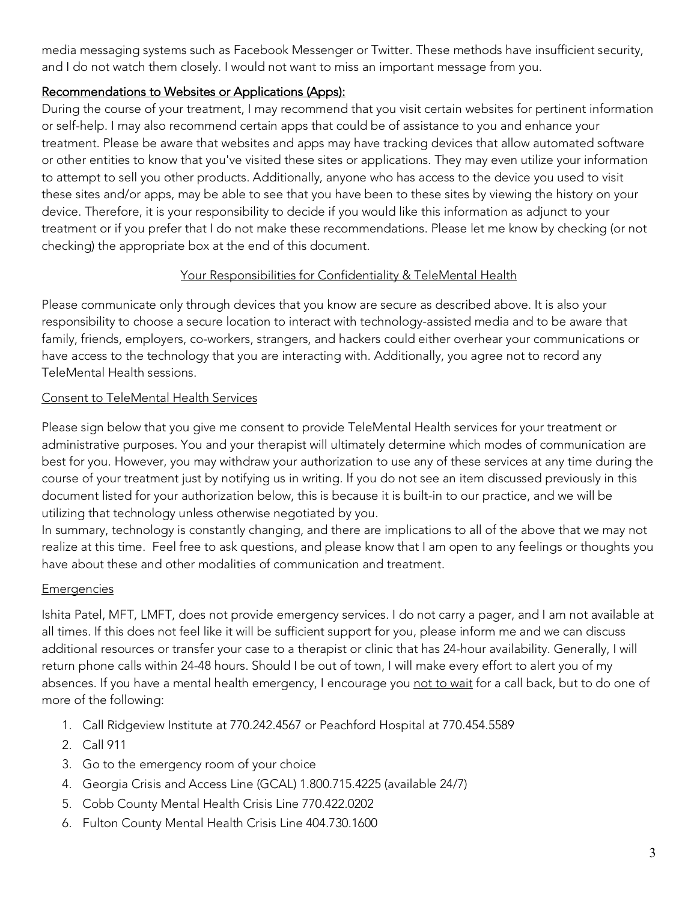media messaging systems such as Facebook Messenger or Twitter. These methods have insufficient security, and I do not watch them closely. I would not want to miss an important message from you.

**Recommendations to Websites or Applications (Apps):**

During the course of your treatment, I may recommend that you visit certain websites for pertinent information or self-help. I may also recommend certain apps that could be of assistance to you and enhance your treatment. Please be aware that websites and apps may have tracking devices that allow automated software or other entities to know that you've visited these sites or applications. They may even utilize your information to attempt to sell you other products. Additionally, anyone who has access to the device you used to visit these sites and/or apps, may be able to see that you have been to these sites by viewing the history on your device. Therefore, it is your responsibility to decide if you would like this information as adjunct to your treatment or if you prefer that I do not make these recommendations. Please let me know by checking (or not checking) the appropriate box at the end of this document.

## Your Responsibilities for Confidentiality & TeleMental Health

Please communicate only through devices that you know are secure as described above. It is also your responsibility to choose a secure location to interact with technology-assisted media and to be aware that family, friends, employers, co-workers, strangers, and hackers could either overhear your communications or have access to the technology that you are interacting with. Additionally, you agree not to record any TeleMental Health sessions.

### Consent to TeleMental Health Services

Please sign below that you give me consent to provide TeleMental Health services for your treatment or administrative purposes. You and your therapist will ultimately determine which modes of communication are best for you. However, you may withdraw your authorization to use any of these services at any time during the course of your treatment just by notifying us in writing. If you do not see an item discussed previously in this document listed for your authorization below, this is because it is built-in to our practice, and we will be utilizing that technology unless otherwise negotiated by you.

In summary, technology is constantly changing, and there are implications to all of the above that we may not realize at this time. Feel free to ask questions, and please know that I am open to any feelings or thoughts you have about these and other modalities of communication and treatment.

### Emergencies

Ishita Patel, MFT, LMFT, does not provide emergency services. I do not carry a pager, and I am not available at all times. If this does not feel like it will be sufficient support for you, please inform me and we can discuss additional resources or transfer your case to a therapist or clinic that has 24-hour availability. Generally, I will return phone calls within 24-48 hours. Should I be out of town, I will make every effort to alert you of my absences. If you have a mental health emergency, I encourage you not to wait for a call back, but to do one of more of the following:

1. Call Ridgeview Institute at 770.242.4567 or Peachford Hospital at 770.454.5589
2. Call 911
3. Go to the emergency room of your choice
4. Georgia Crisis and Access Line (GCAL) 1.800.715.4225 (available 24/7)
5. Cobb County Mental Health Crisis Line 770.422.0202
6. Fulton County Mental Health Crisis Line 404.730.1600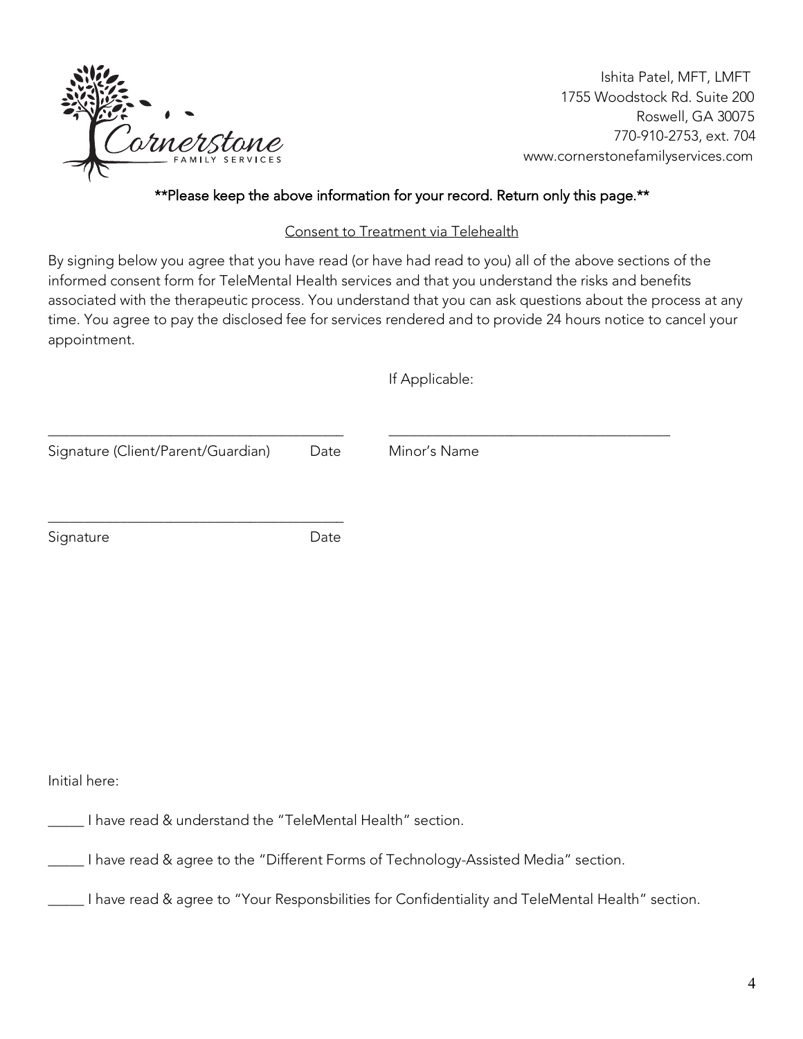Ishita Patel, MFT, LMFT
1755 Woodstock Rd. Suite 200
Roswell, GA 30075
770-910-2753, ext. 704
www.cornerstonefamilyservices.com

**Please keep the above information for your record. Return only this page.**

Consent to Treatment via Telehealth

By signing below you agree that you have read (or have had read to you) all of the above sections of the informed consent form for TeleMental Health services and that you understand the risks and benefits associated with the therapeutic process. You understand that you can ask questions about the process at any time. You agree to pay the disclosed fee for services rendered and to provide 24 hours notice to cancel your appointment.

If Applicable:

_______________________________________ Date

Signature (Client/Parent/Guardian) Date

_______________________________________

Minor's Name

_______________________________________ Date

Signature Date

Initial here:

_____ I have read & understand the "TeleMental Health" section.

_____ I have read & agree to the "Different Forms of Technology-Assisted Media" section.

_____ I have read & agree to "Your Responsbilities for Confidentiality and TeleMental Health" section.